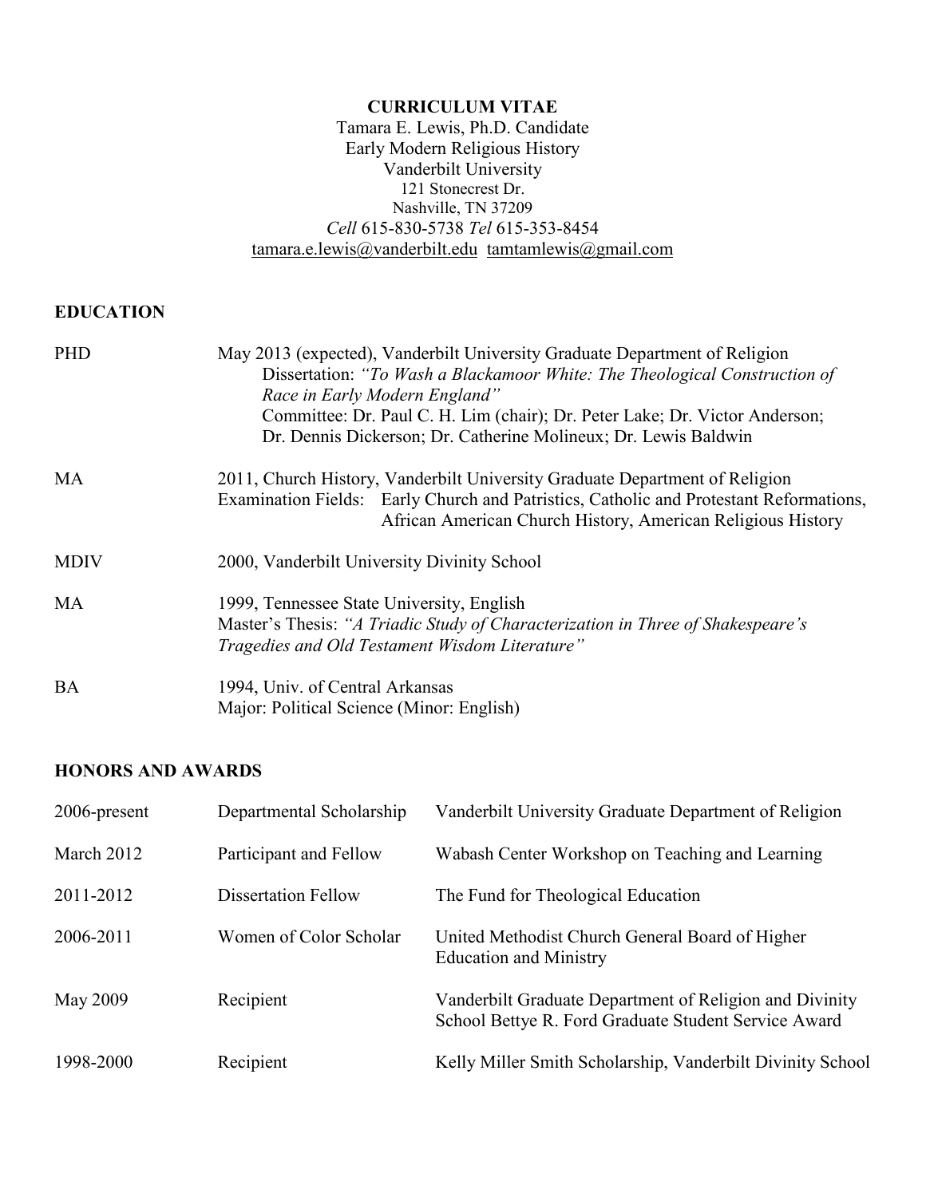# CURRICULUM VITAE

Tamara E. Lewis, Ph.D. Candidate
Early Modern Religious History
Vanderbilt University
121 Stonecrest Dr.
Nashville, TN 37209
*Cell* 615-830-5738 *Tel* 615-353-8454
tamara.e.lewis@vanderbilt.edu tamtamlewis@gmail.com

## EDUCATION

| | |
|---|---|
| PHD | May 2013 (expected), Vanderbilt University Graduate Department of Religion<br>Dissertation: *"To Wash a Blackamoor White: The Theological Construction of Race in Early Modern England"*<br>Committee: Dr. Paul C. H. Lim (chair); Dr. Peter Lake; Dr. Victor Anderson; Dr. Dennis Dickerson; Dr. Catherine Molineux; Dr. Lewis Baldwin |
| MA | 2011, Church History, Vanderbilt University Graduate Department of Religion<br>Examination Fields: Early Church and Patristics, Catholic and Protestant Reformations, African American Church History, American Religious History |
| MDIV | 2000, Vanderbilt University Divinity School |
| MA | 1999, Tennessee State University, English<br>Master's Thesis: *"A Triadic Study of Characterization in Three of Shakespeare's Tragedies and Old Testament Wisdom Literature"* |
| BA | 1994, Univ. of Central Arkansas<br>Major: Political Science (Minor: English) |

## HONORS AND AWARDS

| | | |
|---|---|---|
| 2006-present | Departmental Scholarship | Vanderbilt University Graduate Department of Religion |
| March 2012 | Participant and Fellow | Wabash Center Workshop on Teaching and Learning |
| 2011-2012 | Dissertation Fellow | The Fund for Theological Education |
| 2006-2011 | Women of Color Scholar | United Methodist Church General Board of Higher Education and Ministry |
| May 2009 | Recipient | Vanderbilt Graduate Department of Religion and Divinity School Bettye R. Ford Graduate Student Service Award |
| 1998-2000 | Recipient | Kelly Miller Smith Scholarship, Vanderbilt Divinity School |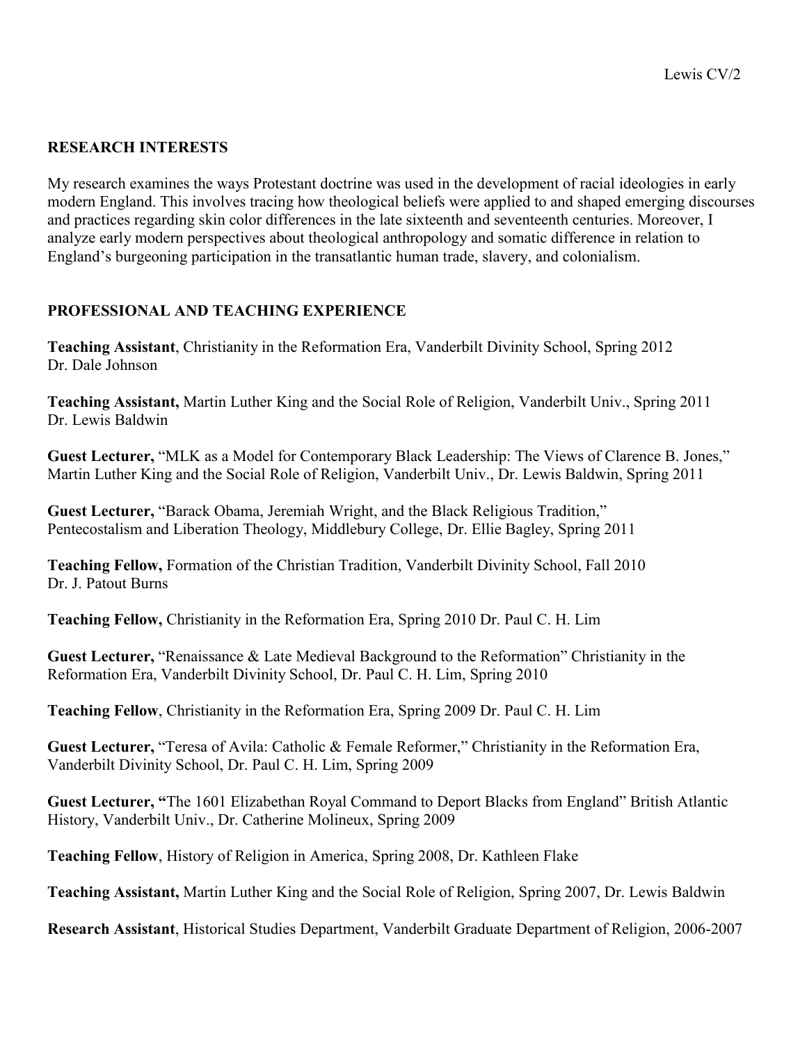## RESEARCH INTERESTS

My research examines the ways Protestant doctrine was used in the development of racial ideologies in early modern England. This involves tracing how theological beliefs were applied to and shaped emerging discourses and practices regarding skin color differences in the late sixteenth and seventeenth centuries. Moreover, I analyze early modern perspectives about theological anthropology and somatic difference in relation to England's burgeoning participation in the transatlantic human trade, slavery, and colonialism.

## PROFESSIONAL AND TEACHING EXPERIENCE

**Teaching Assistant**, Christianity in the Reformation Era, Vanderbilt Divinity School, Spring 2012
Dr. Dale Johnson

**Teaching Assistant,** Martin Luther King and the Social Role of Religion, Vanderbilt Univ., Spring 2011
Dr. Lewis Baldwin

**Guest Lecturer,** "MLK as a Model for Contemporary Black Leadership: The Views of Clarence B. Jones," Martin Luther King and the Social Role of Religion, Vanderbilt Univ., Dr. Lewis Baldwin, Spring 2011

**Guest Lecturer,** "Barack Obama, Jeremiah Wright, and the Black Religious Tradition," Pentecostalism and Liberation Theology, Middlebury College, Dr. Ellie Bagley, Spring 2011

**Teaching Fellow,** Formation of the Christian Tradition, Vanderbilt Divinity School, Fall 2010
Dr. J. Patout Burns

**Teaching Fellow,** Christianity in the Reformation Era, Spring 2010 Dr. Paul C. H. Lim

**Guest Lecturer,** "Renaissance & Late Medieval Background to the Reformation" Christianity in the Reformation Era, Vanderbilt Divinity School, Dr. Paul C. H. Lim, Spring 2010

**Teaching Fellow**, Christianity in the Reformation Era, Spring 2009 Dr. Paul C. H. Lim

**Guest Lecturer,** "Teresa of Avila: Catholic & Female Reformer," Christianity in the Reformation Era, Vanderbilt Divinity School, Dr. Paul C. H. Lim, Spring 2009

**Guest Lecturer, "**The 1601 Elizabethan Royal Command to Deport Blacks from England" British Atlantic History, Vanderbilt Univ., Dr. Catherine Molineux, Spring 2009

**Teaching Fellow**, History of Religion in America, Spring 2008, Dr. Kathleen Flake

**Teaching Assistant,** Martin Luther King and the Social Role of Religion, Spring 2007, Dr. Lewis Baldwin

**Research Assistant**, Historical Studies Department, Vanderbilt Graduate Department of Religion, 2006-2007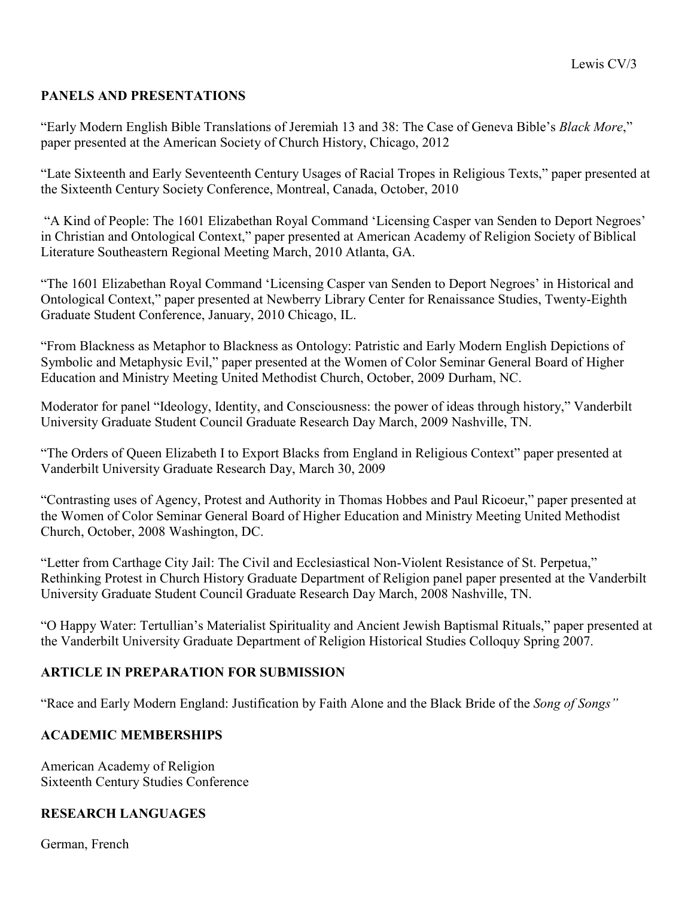## PANELS AND PRESENTATIONS

"Early Modern English Bible Translations of Jeremiah 13 and 38: The Case of Geneva Bible's *Black More*," paper presented at the American Society of Church History, Chicago, 2012

"Late Sixteenth and Early Seventeenth Century Usages of Racial Tropes in Religious Texts," paper presented at the Sixteenth Century Society Conference, Montreal, Canada, October, 2010

"A Kind of People: The 1601 Elizabethan Royal Command 'Licensing Casper van Senden to Deport Negroes' in Christian and Ontological Context," paper presented at American Academy of Religion Society of Biblical Literature Southeastern Regional Meeting March, 2010 Atlanta, GA.

"The 1601 Elizabethan Royal Command 'Licensing Casper van Senden to Deport Negroes' in Historical and Ontological Context," paper presented at Newberry Library Center for Renaissance Studies, Twenty-Eighth Graduate Student Conference, January, 2010 Chicago, IL.

"From Blackness as Metaphor to Blackness as Ontology: Patristic and Early Modern English Depictions of Symbolic and Metaphysic Evil," paper presented at the Women of Color Seminar General Board of Higher Education and Ministry Meeting United Methodist Church, October, 2009 Durham, NC.

Moderator for panel "Ideology, Identity, and Consciousness: the power of ideas through history," Vanderbilt University Graduate Student Council Graduate Research Day March, 2009 Nashville, TN.

"The Orders of Queen Elizabeth I to Export Blacks from England in Religious Context" paper presented at Vanderbilt University Graduate Research Day, March 30, 2009

"Contrasting uses of Agency, Protest and Authority in Thomas Hobbes and Paul Ricoeur," paper presented at the Women of Color Seminar General Board of Higher Education and Ministry Meeting United Methodist Church, October, 2008 Washington, DC.

"Letter from Carthage City Jail: The Civil and Ecclesiastical Non-Violent Resistance of St. Perpetua," Rethinking Protest in Church History Graduate Department of Religion panel paper presented at the Vanderbilt University Graduate Student Council Graduate Research Day March, 2008 Nashville, TN.

"O Happy Water: Tertullian's Materialist Spirituality and Ancient Jewish Baptismal Rituals," paper presented at the Vanderbilt University Graduate Department of Religion Historical Studies Colloquy Spring 2007.

## ARTICLE IN PREPARATION FOR SUBMISSION

"Race and Early Modern England: Justification by Faith Alone and the Black Bride of the *Song of Songs"*

## ACADEMIC MEMBERSHIPS

American Academy of Religion
Sixteenth Century Studies Conference

## RESEARCH LANGUAGES

German, French